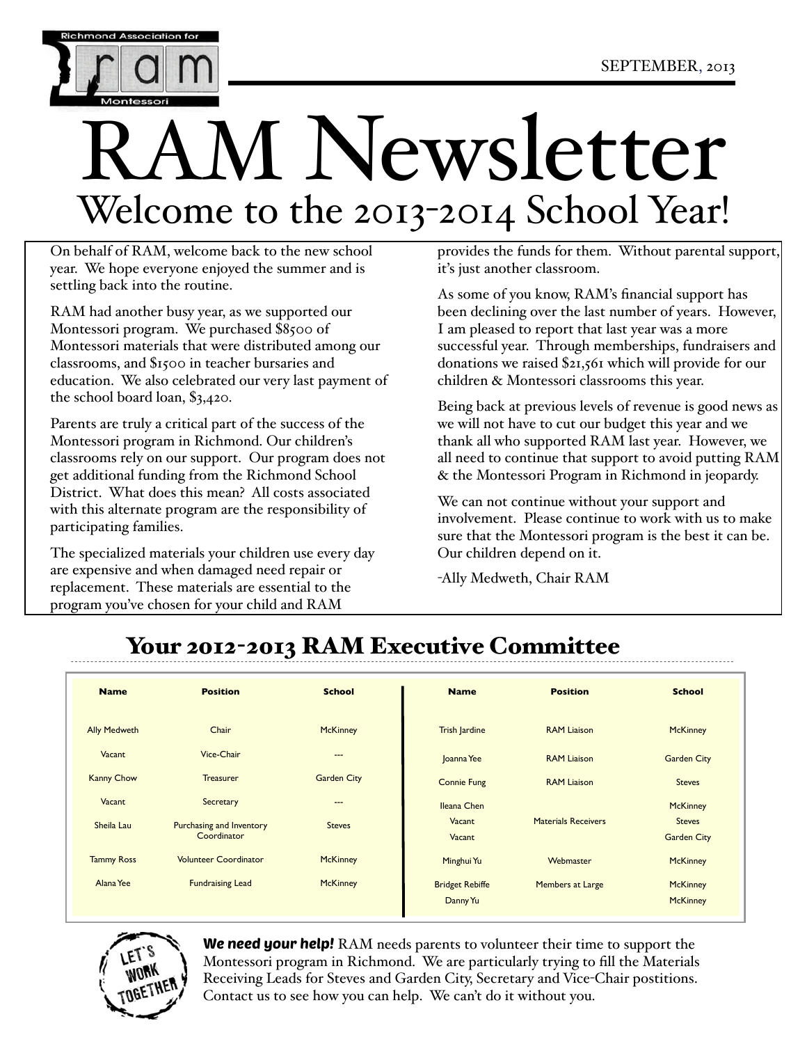SEPTEMBER, 2013

# RAM Newsletter

## Welcome to the 2013-2014 School Year!

On behalf of RAM, welcome back to the new school year. We hope everyone enjoyed the summer and is settling back into the routine.

RAM had another busy year, as we supported our Montessori program. We purchased $8500 of Montessori materials that were distributed among our classrooms, and $1500 in teacher bursaries and education. We also celebrated our very last payment of the school board loan, $3,420.

Parents are truly a critical part of the success of the Montessori program in Richmond. Our children's classrooms rely on our support. Our program does not get additional funding from the Richmond School District. What does this mean? All costs associated with this alternate program are the responsibility of participating families.

The specialized materials your children use every day are expensive and when damaged need repair or replacement. These materials are essential to the program you've chosen for your child and RAM provides the funds for them. Without parental support, it's just another classroom.

As some of you know, RAM's financial support has been declining over the last number of years. However, I am pleased to report that last year was a more successful year. Through memberships, fundraisers and donations we raised $21,561 which will provide for our children & Montessori classrooms this year.

Being back at previous levels of revenue is good news as we will not have to cut our budget this year and we thank all who supported RAM last year. However, we all need to continue that support to avoid putting RAM & the Montessori Program in Richmond in jeopardy.

We can not continue without your support and involvement. Please continue to work with us to make sure that the Montessori program is the best it can be. Our children depend on it.

-Ally Medweth, Chair RAM

## Your 2012-2013 RAM Executive Committee

| Name | Position | School |
|---|---|---|
| Ally Medweth | Chair | McKinney |
| Vacant | Vice-Chair | --- |
| Kanny Chow | Treasurer | Garden City |
| Vacant | Secretary | --- |
| Sheila Lau | Purchasing and Inventory Coordinator | Steves |
| Tammy Ross | Volunteer Coordinator | McKinney |
| Alana Yee | Fundraising Lead | McKinney |

| Name | Position | School |
|---|---|---|
| Trish Jardine | RAM Liaison | McKinney |
| Joanna Yee | RAM Liaison | Garden City |
| Connie Fung | RAM Liaison | Steves |
| Ileana Chen | Materials Receivers | McKinney |
| Vacant | Materials Receivers | Steves |
| Vacant | Materials Receivers | Garden City |
| Minghui Yu | Webmaster | McKinney |
| Bridget Rebiffe | Members at Large | McKinney |
| Danny Yu | Members at Large | McKinney |

LET'S WORK TOGETHER

***We need your help!*** RAM needs parents to volunteer their time to support the Montessori program in Richmond. We are particularly trying to fill the Materials Receiving Leads for Steves and Garden City, Secretary and Vice-Chair postitions. Contact us to see how you can help. We can't do it without you.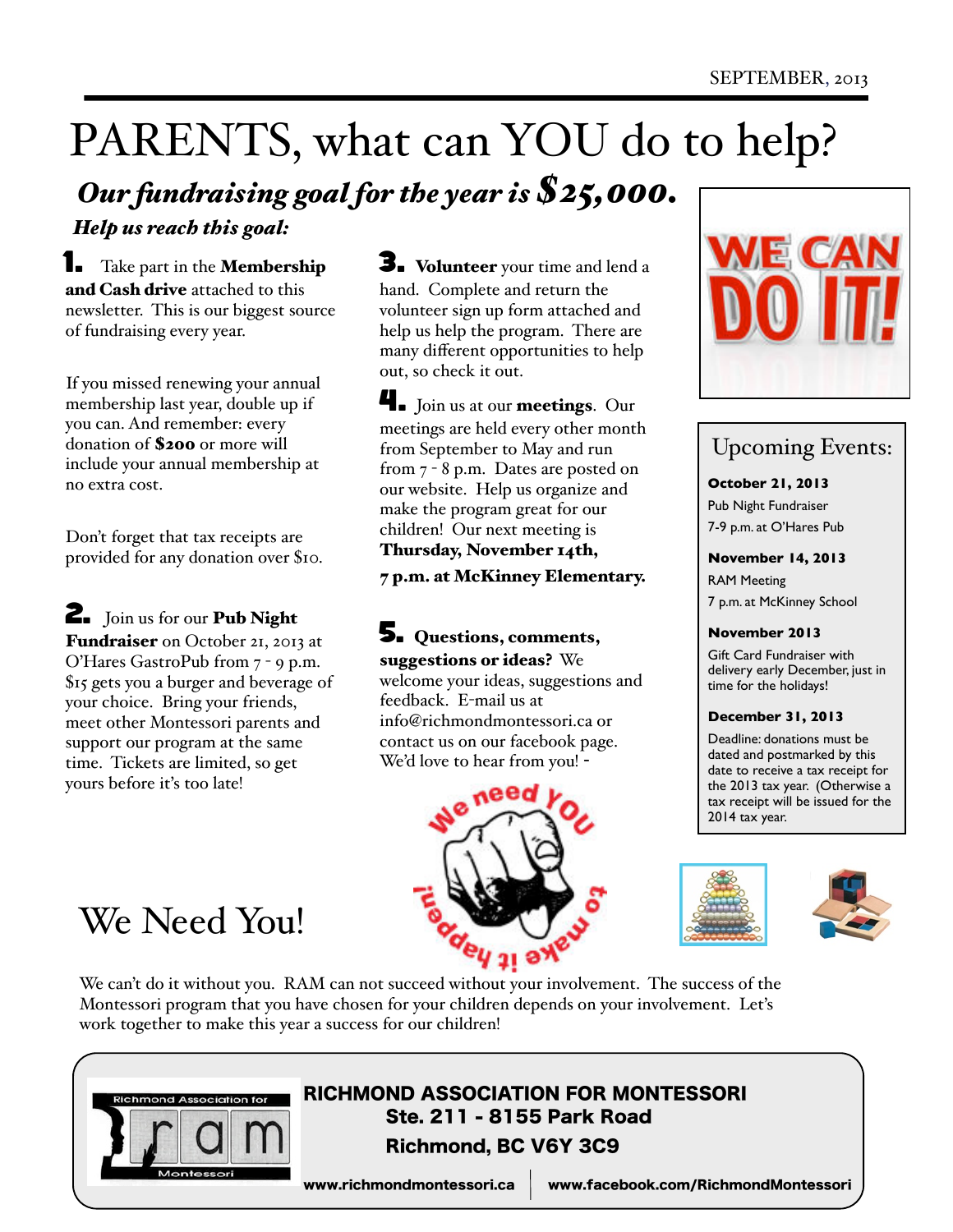# PARENTS, what can YOU do to help?

## *Our fundraising goal for the year is $25,000.*

***Help us reach this goal:***

**1.** Take part in the **Membership and Cash drive** attached to this newsletter. This is our biggest source of fundraising every year.

If you missed renewing your annual membership last year, double up if you can. And remember: every donation of **$200** or more will include your annual membership at no extra cost.

Don't forget that tax receipts are provided for any donation over $10.

**2.** Join us for our **Pub Night Fundraiser** on October 21, 2013 at O'Hares GastroPub from 7 - 9 p.m. $15 gets you a burger and beverage of your choice. Bring your friends, meet other Montessori parents and support our program at the same time. Tickets are limited, so get yours before it's too late!

**3.** **Volunteer** your time and lend a hand. Complete and return the volunteer sign up form attached and help us help the program. There are many different opportunities to help out, so check it out.

**4.** Join us at our **meetings**. Our meetings are held every other month from September to May and run from 7 - 8 p.m. Dates are posted on our website. Help us organize and make the program great for our children! Our next meeting is **Thursday, November 14th,**

**7 p.m. at McKinney Elementary.**

**5.** **Questions, comments, suggestions or ideas?** We welcome your ideas, suggestions and feedback. E-mail us at info@richmondmontessori.ca or contact us on our facebook page. We'd love to hear from you! -

WE CAN DO IT!

## Upcoming Events:

**October 21, 2013**
Pub Night Fundraiser
7-9 p.m. at O'Hares Pub

**November 14, 2013**
RAM Meeting
7 p.m. at McKinney School

**November 2013**
Gift Card Fundraiser with delivery early December, just in time for the holidays!

**December 31, 2013**
Deadline: donations must be dated and postmarked by this date to receive a tax receipt for the 2013 tax year. (Otherwise a tax receipt will be issued for the 2014 tax year.

We need YOU to make it happen!

# We Need You!

We can't do it without you. RAM can not succeed without your involvement. The success of the Montessori program that you have chosen for your children depends on your involvement. Let's work together to make this year a success for our children!

Richmond Association for ram Montessori

**RICHMOND ASSOCIATION FOR MONTESSORI**
**Ste. 211 - 8155 Park Road**
**Richmond, BC V6Y 3C9**

**www.richmondmontessori.ca** | **www.facebook.com/RichmondMontessori**